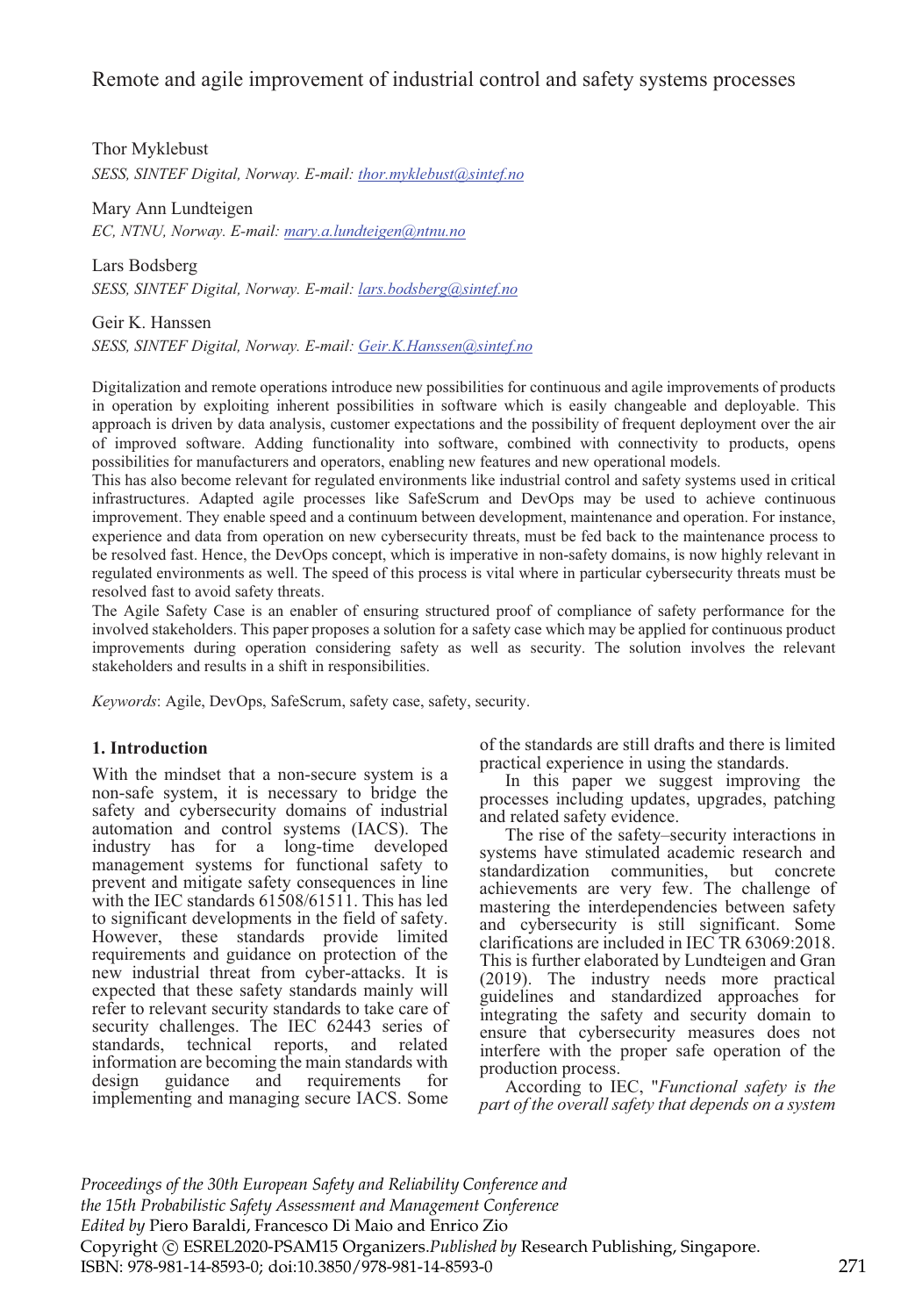# Remote and agile improvement of industrial control and safety systems processes

Thor Myklebust

*SESS, SINTEF Digital, Norway. E-mail: [thor.myklebust@sintef.no](mailto:thor.myklebust@sintef.no)*

Mary Ann Lundteigen

*EC, NTNU, Norway. E-mail: [mary.a.lundteigen@ntnu.no](mailto:mary.a.lundteigen@ntnu.no)*

Lars Bodsberg

*SESS, SINTEF Digital, Norway. E-mail: [lars.bodsberg@sintef.no](mailto:lars.bodsberg@sintef.no)*

Geir K. Hanssen

*SESS, SINTEF Digital, Norway. E-mail: [Geir.K.Hanssen@sintef.no](mailto:Geir.K.Hanssen@sintef.no)*

Digitalization and remote operations introduce new possibilities for continuous and agile improvements of products in operation by exploiting inherent possibilities in software which is easily changeable and deployable. This approach is driven by data analysis, customer expectations and the possibility of frequent deployment over the air of improved software. Adding functionality into software, combined with connectivity to products, opens possibilities for manufacturers and operators, enabling new features and new operational models.
This has also become relevant for regulated environments like industrial control and safety systems used in critical infrastructures. Adapted agile processes like SafeScrum and DevOps may be used to achieve continuous improvement. They enable speed and a continuum between development, maintenance and operation. For instance, experience and data from operation on new cybersecurity threats, must be fed back to the maintenance process to be resolved fast. Hence, the DevOps concept, which is imperative in non-safety domains, is now highly relevant in regulated environments as well. The speed of this process is vital where in particular cybersecurity threats must be resolved fast to avoid safety threats.
The Agile Safety Case is an enabler of ensuring structured proof of compliance of safety performance for the involved stakeholders. This paper proposes a solution for a safety case which may be applied for continuous product improvements during operation considering safety as well as security. The solution involves the relevant stakeholders and results in a shift in responsibilities.

*Keywords*: Agile, DevOps, SafeScrum, safety case, safety, security.

## 1. Introduction

With the mindset that a non-secure system is a non-safe system, it is necessary to bridge the safety and cybersecurity domains of industrial automation and control systems (IACS). The industry has for a long-time developed management systems for functional safety to prevent and mitigate safety consequences in line with the IEC standards 61508/61511. This has led to significant developments in the field of safety. However, these standards provide limited requirements and guidance on protection of the new industrial threat from cyber-attacks. It is expected that these safety standards mainly will refer to relevant security standards to take care of security challenges. The IEC 62443 series of standards, technical reports, and related information are becoming the main standards with design guidance and requirements for implementing and managing secure IACS. Some of the standards are still drafts and there is limited practical experience in using the standards.

In this paper we suggest improving the processes including updates, upgrades, patching and related safety evidence.

The rise of the safety–security interactions in systems have stimulated academic research and standardization communities, but concrete achievements are very few. The challenge of mastering the interdependencies between safety and cybersecurity is still significant. Some clarifications are included in IEC TR 63069:2018. This is further elaborated by Lundteigen and Gran (2019). The industry needs more practical guidelines and standardized approaches for integrating the safety and security domain to ensure that cybersecurity measures does not interfere with the proper safe operation of the production process.

According to IEC, "*Functional safety is the part of the overall safety that depends on a system*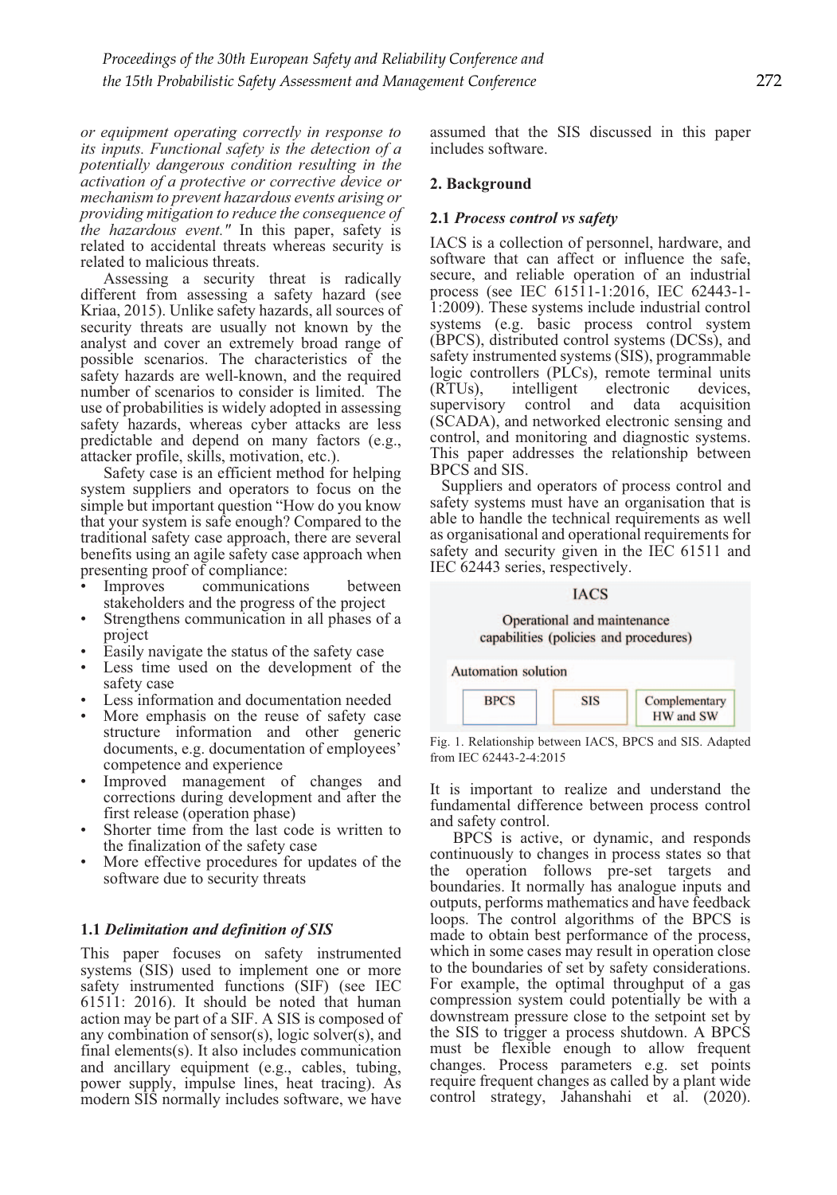*or equipment operating correctly in response to its inputs. Functional safety is the detection of a potentially dangerous condition resulting in the activation of a protective or corrective device or mechanism to prevent hazardous events arising or providing mitigation to reduce the consequence of the hazardous event."* In this paper, safety is related to accidental threats whereas security is related to malicious threats.

Assessing a security threat is radically different from assessing a safety hazard (see Kriaa, 2015). Unlike safety hazards, all sources of security threats are usually not known by the analyst and cover an extremely broad range of possible scenarios. The characteristics of the safety hazards are well-known, and the required number of scenarios to consider is limited. The use of probabilities is widely adopted in assessing safety hazards, whereas cyber attacks are less predictable and depend on many factors (e.g., attacker profile, skills, motivation, etc.).

Safety case is an efficient method for helping system suppliers and operators to focus on the simple but important question "How do you know that your system is safe enough? Compared to the traditional safety case approach, there are several benefits using an agile safety case approach when presenting proof of compliance:

- Improves communications between stakeholders and the progress of the project
- Strengthens communication in all phases of a project
- Easily navigate the status of the safety case
- Less time used on the development of the safety case
- Less information and documentation needed
- More emphasis on the reuse of safety case structure information and other generic documents, e.g. documentation of employees' competence and experience
- Improved management of changes and corrections during development and after the first release (operation phase)
- Shorter time from the last code is written to the finalization of the safety case
- More effective procedures for updates of the software due to security threats

### 1.1 *Delimitation and definition of SIS*

This paper focuses on safety instrumented systems (SIS) used to implement one or more safety instrumented functions (SIF) (see IEC 61511: 2016). It should be noted that human action may be part of a SIF. A SIS is composed of any combination of sensor(s), logic solver(s), and final elements(s). It also includes communication and ancillary equipment (e.g., cables, tubing, power supply, impulse lines, heat tracing). As modern SIS normally includes software, we have assumed that the SIS discussed in this paper includes software.

## 2. Background

### 2.1 *Process control vs safety*

IACS is a collection of personnel, hardware, and software that can affect or influence the safe, secure, and reliable operation of an industrial process (see IEC 61511-1:2016, IEC 62443-1-1:2009). These systems include industrial control systems (e.g. basic process control system (BPCS), distributed control systems (DCSs), and safety instrumented systems (SIS), programmable logic controllers (PLCs), remote terminal units (RTUs), intelligent electronic devices, supervisory control and data acquisition (SCADA), and networked electronic sensing and control, and monitoring and diagnostic systems. This paper addresses the relationship between BPCS and SIS.

Suppliers and operators of process control and safety systems must have an organisation that is able to handle the technical requirements as well as organisational and operational requirements for safety and security given in the IEC 61511 and IEC 62443 series, respectively.

IACS

Operational and maintenance capabilities (policies and procedures)

Automation solution

BPCS | SIS | Complementary HW and SW

Fig. 1. Relationship between IACS, BPCS and SIS. Adapted from IEC 62443-2-4:2015

It is important to realize and understand the fundamental difference between process control and safety control.

BPCS is active, or dynamic, and responds continuously to changes in process states so that the operation follows pre-set targets and boundaries. It normally has analogue inputs and outputs, performs mathematics and have feedback loops. The control algorithms of the BPCS is made to obtain best performance of the process, which in some cases may result in operation close to the boundaries of set by safety considerations. For example, the optimal throughput of a gas compression system could potentially be with a downstream pressure close to the setpoint set by the SIS to trigger a process shutdown. A BPCS must be flexible enough to allow frequent changes. Process parameters e.g. set points require frequent changes as called by a plant wide control strategy, Jahanshahi et al. (2020).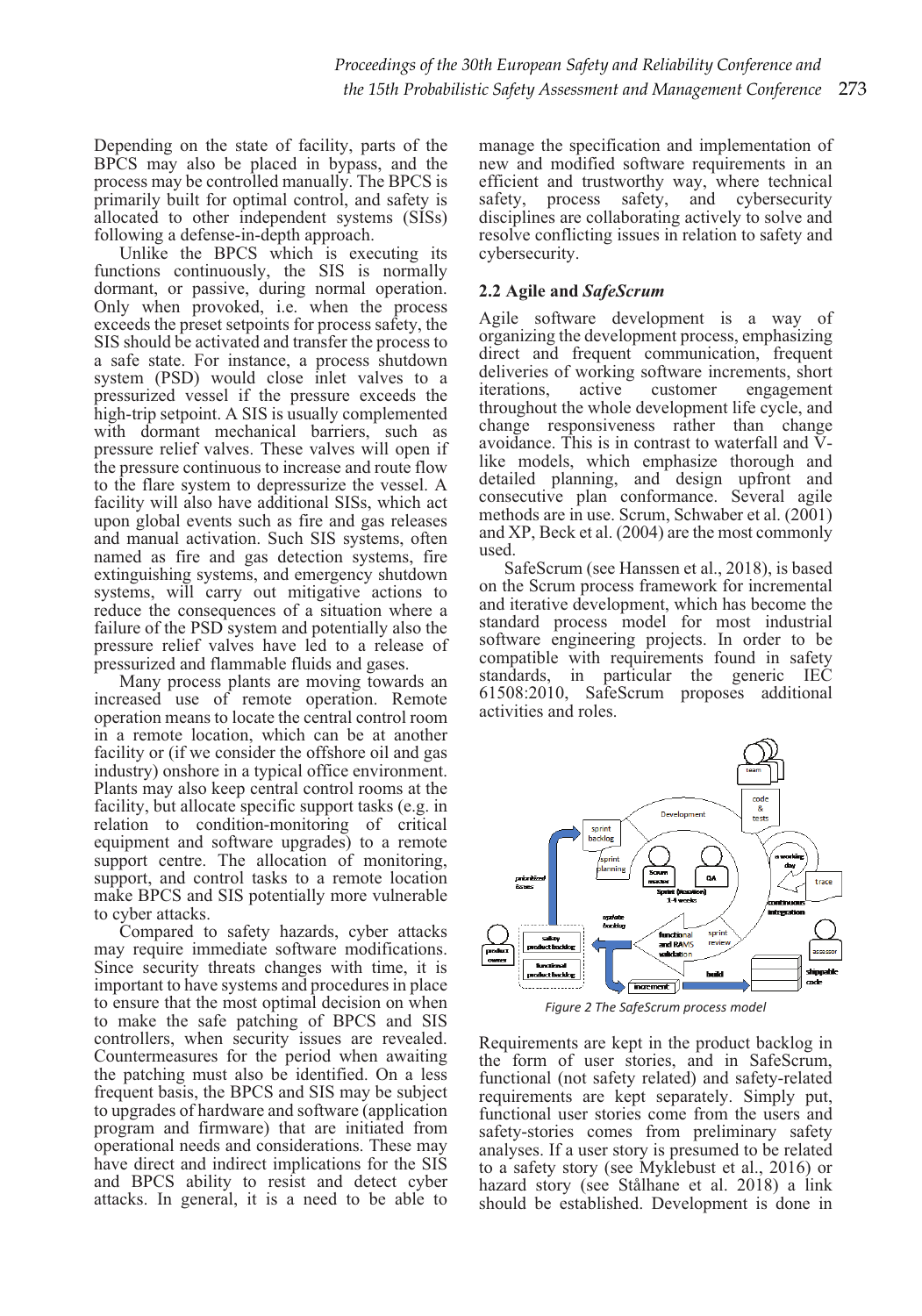Depending on the state of facility, parts of the BPCS may also be placed in bypass, and the process may be controlled manually. The BPCS is primarily built for optimal control, and safety is allocated to other independent systems (SISs) following a defense-in-depth approach.

Unlike the BPCS which is executing its functions continuously, the SIS is normally dormant, or passive, during normal operation. Only when provoked, i.e. when the process exceeds the preset setpoints for process safety, the SIS should be activated and transfer the process to a safe state. For instance, a process shutdown system (PSD) would close inlet valves to a pressurized vessel if the pressure exceeds the high-trip setpoint. A SIS is usually complemented with dormant mechanical barriers, such as pressure relief valves. These valves will open if the pressure continuous to increase and route flow to the flare system to depressurize the vessel. A facility will also have additional SISs, which act upon global events such as fire and gas releases and manual activation. Such SIS systems, often named as fire and gas detection systems, fire extinguishing systems, and emergency shutdown systems, will carry out mitigative actions to reduce the consequences of a situation where a failure of the PSD system and potentially also the pressure relief valves have led to a release of pressurized and flammable fluids and gases.

Many process plants are moving towards an increased use of remote operation. Remote operation means to locate the central control room in a remote location, which can be at another facility or (if we consider the offshore oil and gas industry) onshore in a typical office environment. Plants may also keep central control rooms at the facility, but allocate specific support tasks (e.g. in relation to condition-monitoring of critical equipment and software upgrades) to a remote support centre. The allocation of monitoring, support, and control tasks to a remote location make BPCS and SIS potentially more vulnerable to cyber attacks.

Compared to safety hazards, cyber attacks may require immediate software modifications. Since security threats changes with time, it is important to have systems and procedures in place to ensure that the most optimal decision on when to make the safe patching of BPCS and SIS controllers, when security issues are revealed. Countermeasures for the period when awaiting the patching must also be identified. On a less frequent basis, the BPCS and SIS may be subject to upgrades of hardware and software (application program and firmware) that are initiated from operational needs and considerations. These may have direct and indirect implications for the SIS and BPCS ability to resist and detect cyber attacks. In general, it is a need to be able to manage the specification and implementation of new and modified software requirements in an efficient and trustworthy way, where technical safety, process safety, and cybersecurity disciplines are collaborating actively to solve and resolve conflicting issues in relation to safety and cybersecurity.

## 2.2 Agile and *SafeScrum*

Agile software development is a way of organizing the development process, emphasizing direct and frequent communication, frequent deliveries of working software increments, short iterations, active customer engagement throughout the whole development life cycle, and change responsiveness rather than change avoidance. This is in contrast to waterfall and V-like models, which emphasize thorough and detailed planning, and design upfront and consecutive plan conformance. Several agile methods are in use. Scrum, Schwaber et al. (2001) and XP, Beck et al. (2004) are the most commonly used.

SafeScrum (see Hanssen et al., 2018), is based on the Scrum process framework for incremental and iterative development, which has become the standard process model for most industrial software engineering projects. In order to be compatible with requirements found in safety standards, in particular the generic IEC 61508:2010, SafeScrum proposes additional activities and roles.

*Figure 2 The SafeScrum process model*

Requirements are kept in the product backlog in the form of user stories, and in SafeScrum, functional (not safety related) and safety-related requirements are kept separately. Simply put, functional user stories come from the users and safety-stories comes from preliminary safety analyses. If a user story is presumed to be related to a safety story (see Myklebust et al., 2016) or hazard story (see Stålhane et al. 2018) a link should be established. Development is done in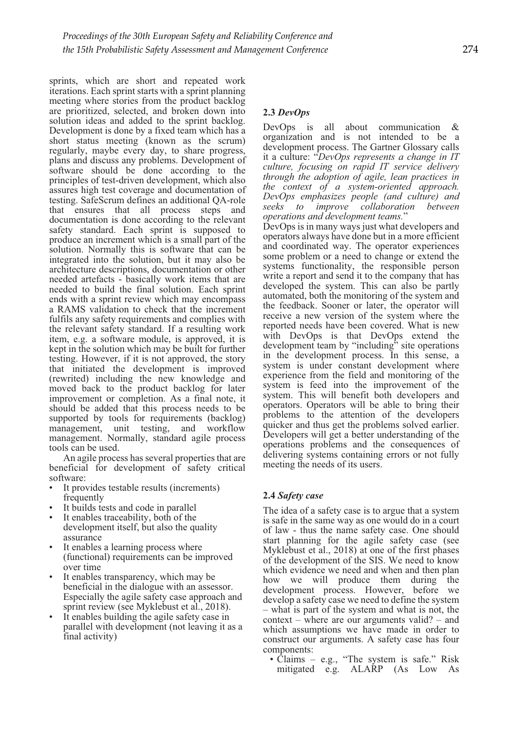sprints, which are short and repeated work iterations. Each sprint starts with a sprint planning meeting where stories from the product backlog are prioritized, selected, and broken down into solution ideas and added to the sprint backlog. Development is done by a fixed team which has a short status meeting (known as the scrum) regularly, maybe every day, to share progress, plans and discuss any problems. Development of software should be done according to the principles of test-driven development, which also assures high test coverage and documentation of testing. SafeScrum defines an additional QA-role that ensures that all process steps and documentation is done according to the relevant safety standard. Each sprint is supposed to produce an increment which is a small part of the solution. Normally this is software that can be integrated into the solution, but it may also be architecture descriptions, documentation or other needed artefacts - basically work items that are needed to build the final solution. Each sprint ends with a sprint review which may encompass a RAMS validation to check that the increment fulfils any safety requirements and complies with the relevant safety standard. If a resulting work item, e.g. a software module, is approved, it is kept in the solution which may be built for further testing. However, if it is not approved, the story that initiated the development is improved (rewrited) including the new knowledge and moved back to the product backlog for later improvement or completion. As a final note, it should be added that this process needs to be supported by tools for requirements (backlog) management, unit testing, and workflow management. Normally, standard agile process tools can be used.

An agile process has several properties that are beneficial for development of safety critical software:

- It provides testable results (increments) frequently
- It builds tests and code in parallel
- It enables traceability, both of the development itself, but also the quality assurance
- It enables a learning process where (functional) requirements can be improved over time
- It enables transparency, which may be beneficial in the dialogue with an assessor. Especially the agile safety case approach and sprint review (see Myklebust et al., 2018).
- It enables building the agile safety case in parallel with development (not leaving it as a final activity)

### 2.3 *DevOps*

DevOps is all about communication & organization and is not intended to be a development process. The Gartner Glossary calls it a culture: "*DevOps represents a change in IT culture, focusing on rapid IT service delivery through the adoption of agile, lean practices in the context of a system-oriented approach. DevOps emphasizes people (and culture) and seeks to improve collaboration between operations and development teams.*"

DevOps is in many ways just what developers and operators always have done but in a more efficient and coordinated way. The operator experiences some problem or a need to change or extend the systems functionality, the responsible person write a report and send it to the company that has developed the system. This can also be partly automated, both the monitoring of the system and the feedback. Sooner or later, the operator will receive a new version of the system where the reported needs have been covered. What is new with DevOps is that DevOps extend the development team by "including" site operations in the development process. In this sense, a system is under constant development where experience from the field and monitoring of the system is feed into the improvement of the system. This will benefit both developers and operators. Operators will be able to bring their problems to the attention of the developers quicker and thus get the problems solved earlier. Developers will get a better understanding of the operations problems and the consequences of delivering systems containing errors or not fully meeting the needs of its users.

### 2.4 *Safety case*

The idea of a safety case is to argue that a system is safe in the same way as one would do in a court of law - thus the name safety case. One should start planning for the agile safety case (see Myklebust et al., 2018) at one of the first phases of the development of the SIS. We need to know which evidence we need and when and then plan how we will produce them during the development process. However, before we develop a safety case we need to define the system – what is part of the system and what is not, the context – where are our arguments valid? – and which assumptions we have made in order to construct our arguments. A safety case has four components:

- Claims – e.g., "The system is safe." Risk mitigated e.g. ALARP (As Low As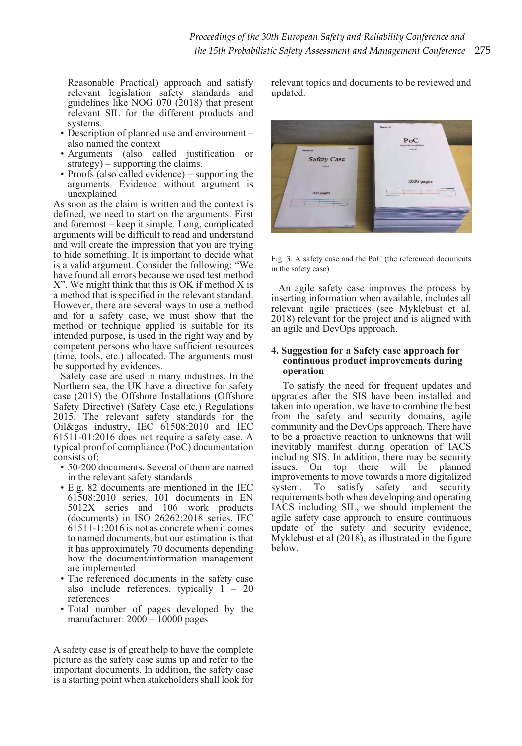Reasonable Practical) approach and satisfy relevant legislation safety standards and guidelines like NOG 070 (2018) that present relevant SIL for the different products and systems.
- Description of planned use and environment – also named the context
- Arguments (also called justification or strategy) – supporting the claims.
- Proofs (also called evidence) – supporting the arguments. Evidence without argument is unexplained

As soon as the claim is written and the context is defined, we need to start on the arguments. First and foremost – keep it simple. Long, complicated arguments will be difficult to read and understand and will create the impression that you are trying to hide something. It is important to decide what is a valid argument. Consider the following: "We have found all errors because we used test method X". We might think that this is OK if method X is a method that is specified in the relevant standard. However, there are several ways to use a method and for a safety case, we must show that the method or technique applied is suitable for its intended purpose, is used in the right way and by competent persons who have sufficient resources (time, tools, etc.) allocated. The arguments must be supported by evidences.

Safety case are used in many industries. In the Northern sea, the UK have a directive for safety case (2015) the Offshore Installations (Offshore Safety Directive) (Safety Case etc.) Regulations 2015. The relevant safety standards for the Oil&gas industry, IEC 61508:2010 and IEC 61511-01:2016 does not require a safety case. A typical proof of compliance (PoC) documentation consists of:
- 50-200 documents. Several of them are named in the relevant safety standards
- E.g. 82 documents are mentioned in the IEC 61508:2010 series, 101 documents in EN 5012X series and 106 work products (documents) in ISO 26262:2018 series. IEC 61511-1:2016 is not as concrete when it comes to named documents, but our estimation is that it has approximately 70 documents depending how the document/information management are implemented
- The referenced documents in the safety case also include references, typically 1 – 20 references
- Total number of pages developed by the manufacturer: 2000 – 10000 pages

A safety case is of great help to have the complete picture as the safety case sums up and refer to the important documents. In addition, the safety case is a starting point when stakeholders shall look for relevant topics and documents to be reviewed and updated.

Fig. 3. A safety case and the PoC (the referenced documents in the safety case)

An agile safety case improves the process by inserting information when available, includes all relevant agile practices (see Myklebust et al. 2018) relevant for the project and is aligned with an agile and DevOps approach.

## 4. Suggestion for a Safety case approach for continuous product improvements during operation

To satisfy the need for frequent updates and upgrades after the SIS have been installed and taken into operation, we have to combine the best from the safety and security domains, agile community and the DevOps approach. There have to be a proactive reaction to unknowns that will inevitably manifest during operation of IACS including SIS. In addition, there may be security issues. On top there will be planned improvements to move towards a more digitalized system. To satisfy safety and security requirements both when developing and operating IACS including SIL, we should implement the agile safety case approach to ensure continuous update of the safety and security evidence, Myklebust et al (2018), as illustrated in the figure below.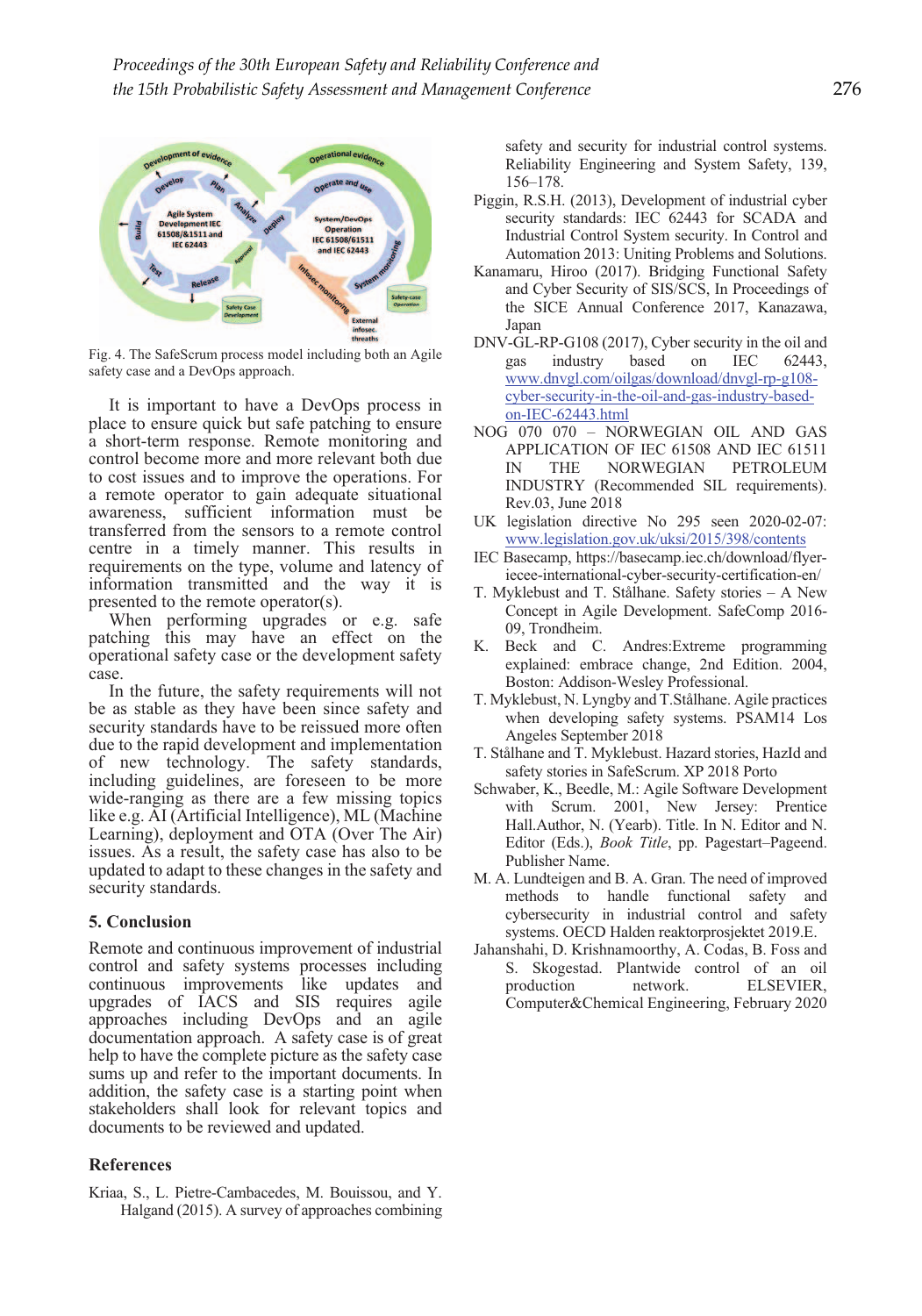Fig. 4. The SafeScrum process model including both an Agile safety case and a DevOps approach.

It is important to have a DevOps process in place to ensure quick but safe patching to ensure a short-term response. Remote monitoring and control become more and more relevant both due to cost issues and to improve the operations. For a remote operator to gain adequate situational awareness, sufficient information must be transferred from the sensors to a remote control centre in a timely manner. This results in requirements on the type, volume and latency of information transmitted and the way it is presented to the remote operator(s).

When performing upgrades or e.g. safe patching this may have an effect on the operational safety case or the development safety case.

In the future, the safety requirements will not be as stable as they have been since safety and security standards have to be reissued more often due to the rapid development and implementation of new technology. The safety standards, including guidelines, are foreseen to be more wide-ranging as there are a few missing topics like e.g. AI (Artificial Intelligence), ML (Machine Learning), deployment and OTA (Over The Air) issues. As a result, the safety case has also to be updated to adapt to these changes in the safety and security standards.

## 5. Conclusion

Remote and continuous improvement of industrial control and safety systems processes including continuous improvements like updates and upgrades of IACS and SIS requires agile approaches including DevOps and an agile documentation approach. A safety case is of great help to have the complete picture as the safety case sums up and refer to the important documents. In addition, the safety case is a starting point when stakeholders shall look for relevant topics and documents to be reviewed and updated.

## References

Kriaa, S., L. Pietre-Cambacedes, M. Bouissou, and Y. Halgand (2015). A survey of approaches combining safety and security for industrial control systems. Reliability Engineering and System Safety, 139, 156–178.

Piggin, R.S.H. (2013), Development of industrial cyber security standards: IEC 62443 for SCADA and Industrial Control System security. In Control and Automation 2013: Uniting Problems and Solutions.

Kanamaru, Hiroo (2017). Bridging Functional Safety and Cyber Security of SIS/SCS, In Proceedings of the SICE Annual Conference 2017, Kanazawa, Japan

DNV-GL-RP-G108 (2017), Cyber security in the oil and gas industry based on IEC 62443, www.dnvgl.com/oilgas/download/dnvgl-rp-g108-cyber-security-in-the-oil-and-gas-industry-based-on-IEC-62443.html

NOG 070 070 – NORWEGIAN OIL AND GAS APPLICATION OF IEC 61508 AND IEC 61511 IN THE NORWEGIAN PETROLEUM INDUSTRY (Recommended SIL requirements). Rev.03, June 2018

UK legislation directive No 295 seen 2020-02-07: www.legislation.gov.uk/uksi/2015/398/contents

IEC Basecamp, https://basecamp.iec.ch/download/flyer-iecee-international-cyber-security-certification-en/

T. Myklebust and T. Stålhane. Safety stories – A New Concept in Agile Development. SafeComp 2016-09, Trondheim.

K. Beck and C. Andres:Extreme programming explained: embrace change, 2nd Edition. 2004, Boston: Addison-Wesley Professional.

T. Myklebust, N. Lyngby and T.Stålhane. Agile practices when developing safety systems. PSAM14 Los Angeles September 2018

T. Stålhane and T. Myklebust. Hazard stories, HazId and safety stories in SafeScrum. XP 2018 Porto

Schwaber, K., Beedle, M.: Agile Software Development with Scrum. 2001, New Jersey: Prentice Hall.Author, N. (Yearb). Title. In N. Editor and N. Editor (Eds.), *Book Title*, pp. Pagestart–Pageend. Publisher Name.

M. A. Lundteigen and B. A. Gran. The need of improved methods to handle functional safety and cybersecurity in industrial control and safety systems. OECD Halden reaktorprosjektet 2019.E.

Jahanshahi, D. Krishnamoorthy, A. Codas, B. Foss and S. Skogestad. Plantwide control of an oil production network. ELSEVIER, Computer&Chemical Engineering, February 2020